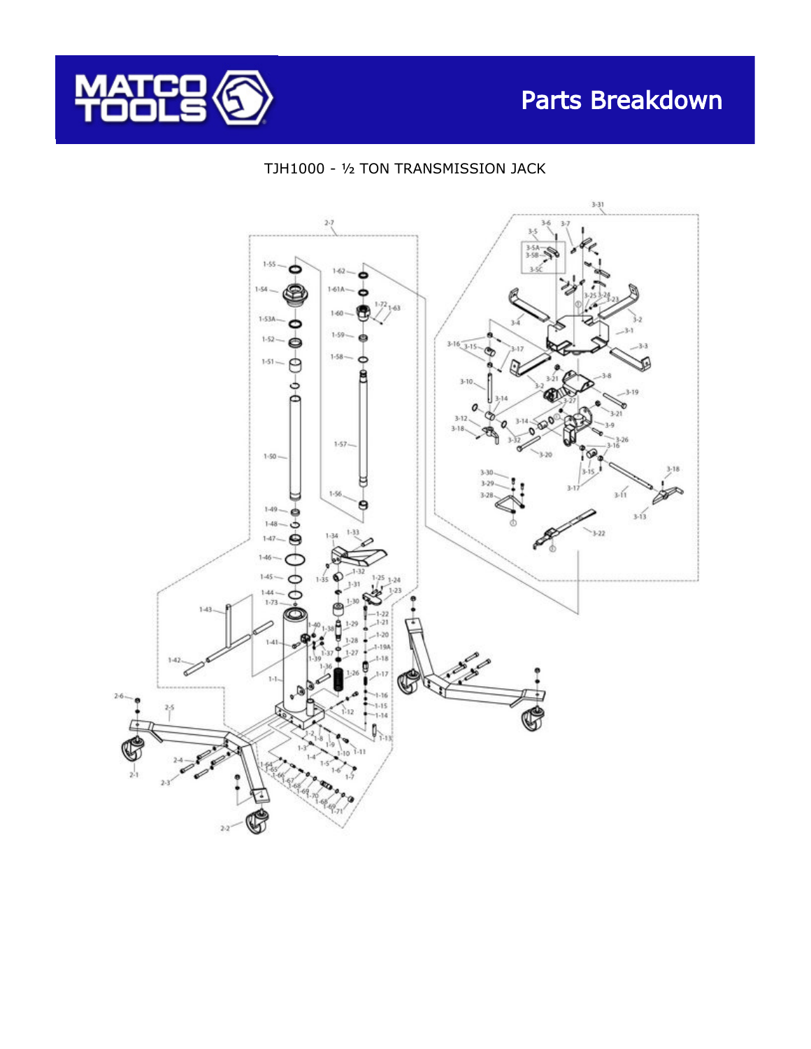# Parts Breakdown

TJH1000 - ½ TON TRANSMISSION JACK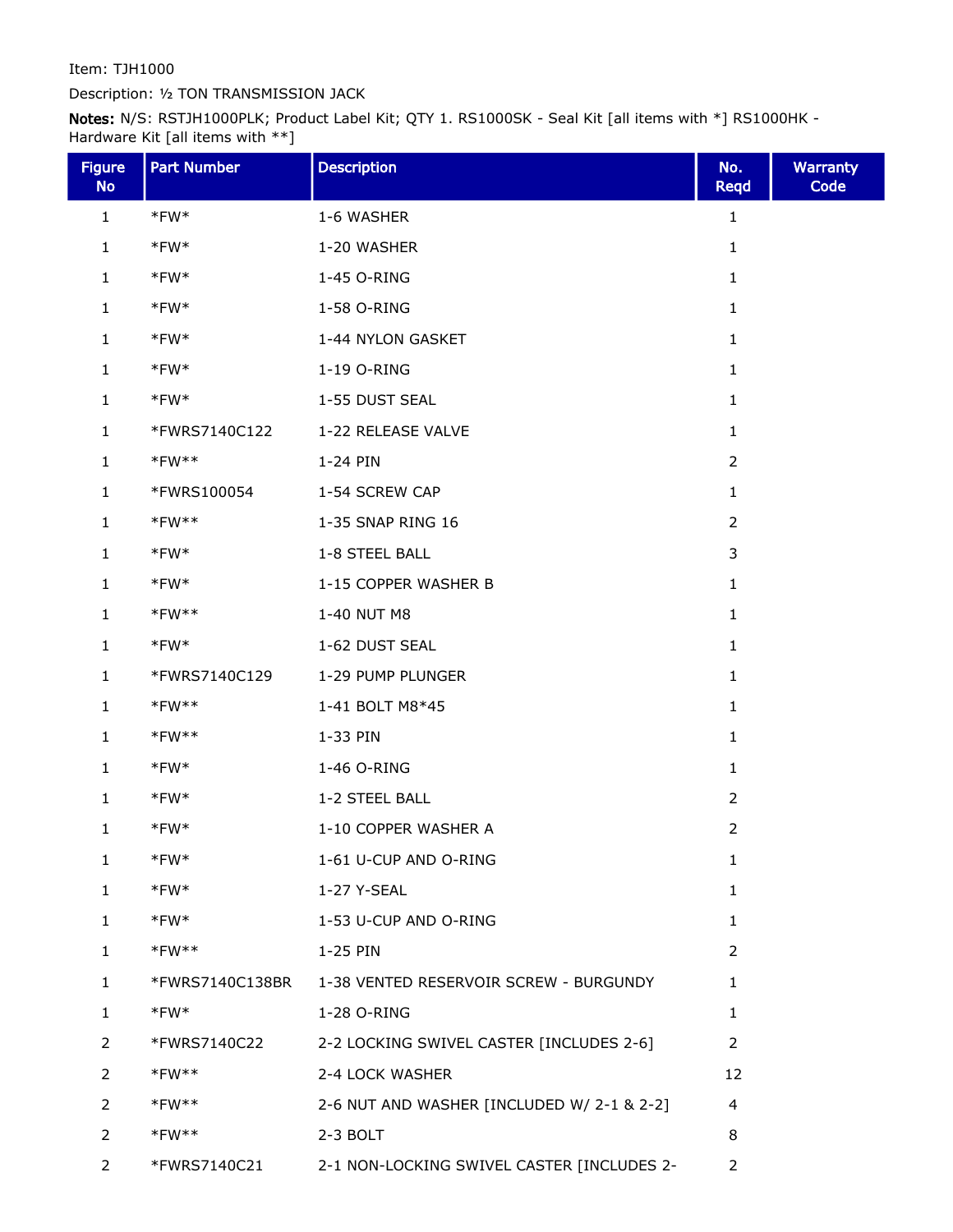Item: TJH1000

Description: ½ TON TRANSMISSION JACK

**Notes:** N/S: RSTJH1000PLK; Product Label Kit; QTY 1. RS1000SK - Seal Kit [all items with *] RS1000HK - Hardware Kit [all items with **]

| Figure No | Part Number | Description | No. Reqd | Warranty Code |
|---|---|---|---|---|
| 1 | *FW* | 1-6 WASHER | 1 | |
| 1 | *FW* | 1-20 WASHER | 1 | |
| 1 | *FW* | 1-45 O-RING | 1 | |
| 1 | *FW* | 1-58 O-RING | 1 | |
| 1 | *FW* | 1-44 NYLON GASKET | 1 | |
| 1 | *FW* | 1-19 O-RING | 1 | |
| 1 | *FW* | 1-55 DUST SEAL | 1 | |
| 1 | *FWRS7140C122 | 1-22 RELEASE VALVE | 1 | |
| 1 | *FW** | 1-24 PIN | 2 | |
| 1 | *FWRS100054 | 1-54 SCREW CAP | 1 | |
| 1 | *FW** | 1-35 SNAP RING 16 | 2 | |
| 1 | *FW* | 1-8 STEEL BALL | 3 | |
| 1 | *FW* | 1-15 COPPER WASHER B | 1 | |
| 1 | *FW** | 1-40 NUT M8 | 1 | |
| 1 | *FW* | 1-62 DUST SEAL | 1 | |
| 1 | *FWRS7140C129 | 1-29 PUMP PLUNGER | 1 | |
| 1 | *FW** | 1-41 BOLT M8*45 | 1 | |
| 1 | *FW** | 1-33 PIN | 1 | |
| 1 | *FW* | 1-46 O-RING | 1 | |
| 1 | *FW* | 1-2 STEEL BALL | 2 | |
| 1 | *FW* | 1-10 COPPER WASHER A | 2 | |
| 1 | *FW* | 1-61 U-CUP AND O-RING | 1 | |
| 1 | *FW* | 1-27 Y-SEAL | 1 | |
| 1 | *FW* | 1-53 U-CUP AND O-RING | 1 | |
| 1 | *FW** | 1-25 PIN | 2 | |
| 1 | *FWRS7140C138BR | 1-38 VENTED RESERVOIR SCREW - BURGUNDY | 1 | |
| 1 | *FW* | 1-28 O-RING | 1 | |
| 2 | *FWRS7140C22 | 2-2 LOCKING SWIVEL CASTER [INCLUDES 2-6] | 2 | |
| 2 | *FW** | 2-4 LOCK WASHER | 12 | |
| 2 | *FW** | 2-6 NUT AND WASHER [INCLUDED W/ 2-1 & 2-2] | 4 | |
| 2 | *FW** | 2-3 BOLT | 8 | |
| 2 | *FWRS7140C21 | 2-1 NON-LOCKING SWIVEL CASTER [INCLUDES 2- | 2 | |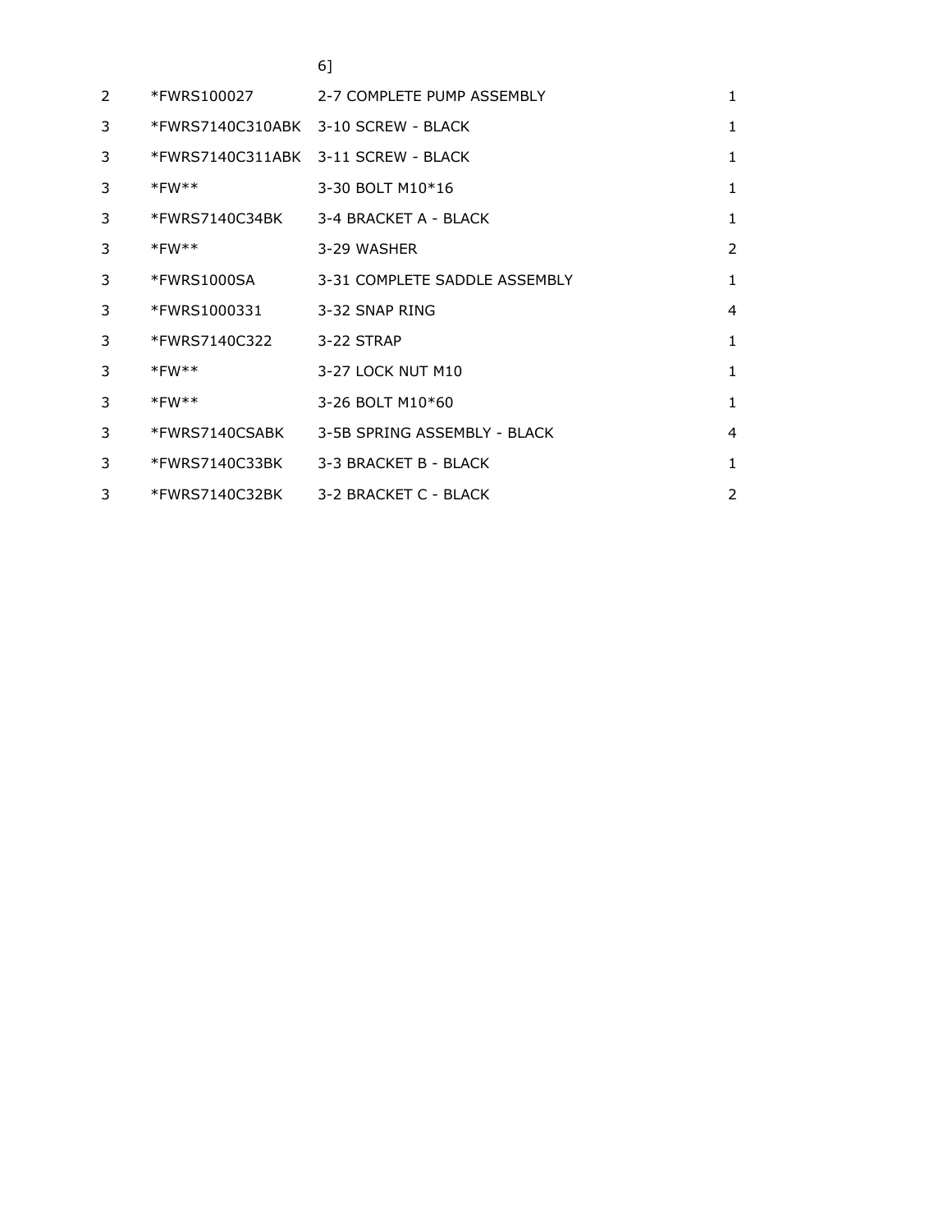6]

| | | | |
|---|---|---|---|
| 2 | *FWRS100027 | 2-7 COMPLETE PUMP ASSEMBLY | 1 |
| 3 | *FWRS7140C310ABK | 3-10 SCREW - BLACK | 1 |
| 3 | *FWRS7140C311ABK | 3-11 SCREW - BLACK | 1 |
| 3 | *FW** | 3-30 BOLT M10*16 | 1 |
| 3 | *FWRS7140C34BK | 3-4 BRACKET A - BLACK | 1 |
| 3 | *FW** | 3-29 WASHER | 2 |
| 3 | *FWRS1000SA | 3-31 COMPLETE SADDLE ASSEMBLY | 1 |
| 3 | *FWRS1000331 | 3-32 SNAP RING | 4 |
| 3 | *FWRS7140C322 | 3-22 STRAP | 1 |
| 3 | *FW** | 3-27 LOCK NUT M10 | 1 |
| 3 | *FW** | 3-26 BOLT M10*60 | 1 |
| 3 | *FWRS7140CSABK | 3-5B SPRING ASSEMBLY - BLACK | 4 |
| 3 | *FWRS7140C33BK | 3-3 BRACKET B - BLACK | 1 |
| 3 | *FWRS7140C32BK | 3-2 BRACKET C - BLACK | 2 |